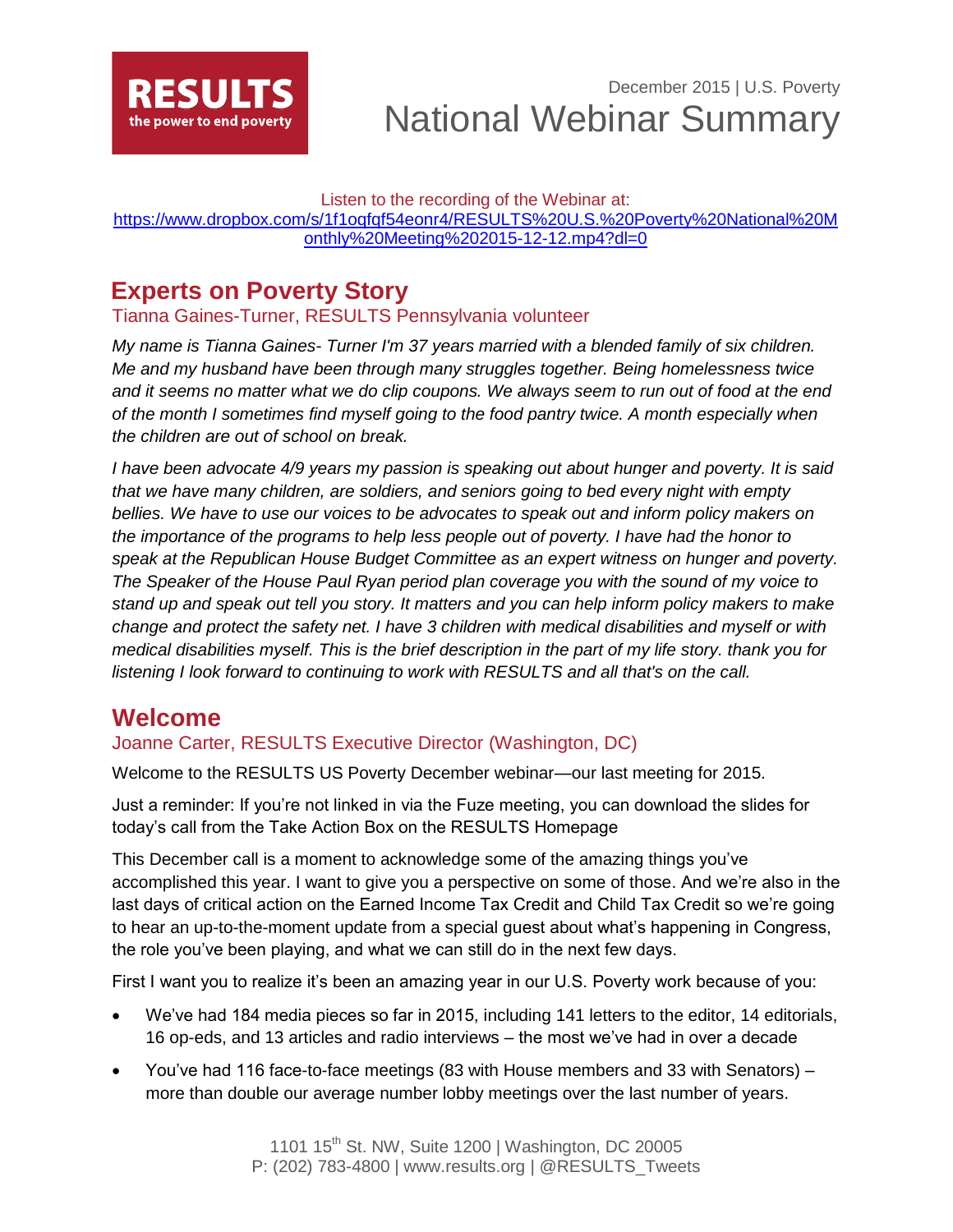RESULTS
the power to end poverty

December 2015 | U.S. Poverty

# National Webinar Summary

Listen to the recording of the Webinar at:
[https://www.dropbox.com/s/1f1oqfqf54eonr4/RESULTS%20U.S.%20Poverty%20National%20Monthly%20Meeting%202015-12-12.mp4?dl=0](https://www.dropbox.com/s/1f1oqfqf54eonr4/RESULTS%20U.S.%20Poverty%20National%20Monthly%20Meeting%202015-12-12.mp4?dl=0)

## Experts on Poverty Story

### Tianna Gaines-Turner, RESULTS Pennsylvania volunteer

*My name is Tianna Gaines- Turner I'm 37 years married with a blended family of six children. Me and my husband have been through many struggles together. Being homelessness twice and it seems no matter what we do clip coupons. We always seem to run out of food at the end of the month I sometimes find myself going to the food pantry twice. A month especially when the children are out of school on break.*

*I have been advocate 4/9 years my passion is speaking out about hunger and poverty. It is said that we have many children, are soldiers, and seniors going to bed every night with empty bellies. We have to use our voices to be advocates to speak out and inform policy makers on the importance of the programs to help less people out of poverty. I have had the honor to speak at the Republican House Budget Committee as an expert witness on hunger and poverty. The Speaker of the House Paul Ryan period plan coverage you with the sound of my voice to stand up and speak out tell you story. It matters and you can help inform policy makers to make change and protect the safety net. I have 3 children with medical disabilities and myself or with medical disabilities myself. This is the brief description in the part of my life story. thank you for listening I look forward to continuing to work with RESULTS and all that's on the call.*

## Welcome

### Joanne Carter, RESULTS Executive Director (Washington, DC)

Welcome to the RESULTS US Poverty December webinar—our last meeting for 2015.

Just a reminder: If you're not linked in via the Fuze meeting, you can download the slides for today's call from the Take Action Box on the RESULTS Homepage

This December call is a moment to acknowledge some of the amazing things you've accomplished this year. I want to give you a perspective on some of those. And we're also in the last days of critical action on the Earned Income Tax Credit and Child Tax Credit so we're going to hear an up-to-the-moment update from a special guest about what's happening in Congress, the role you've been playing, and what we can still do in the next few days.

First I want you to realize it's been an amazing year in our U.S. Poverty work because of you:

- We've had 184 media pieces so far in 2015, including 141 letters to the editor, 14 editorials, 16 op-eds, and 13 articles and radio interviews – the most we've had in over a decade
- You've had 116 face-to-face meetings (83 with House members and 33 with Senators) – more than double our average number lobby meetings over the last number of years.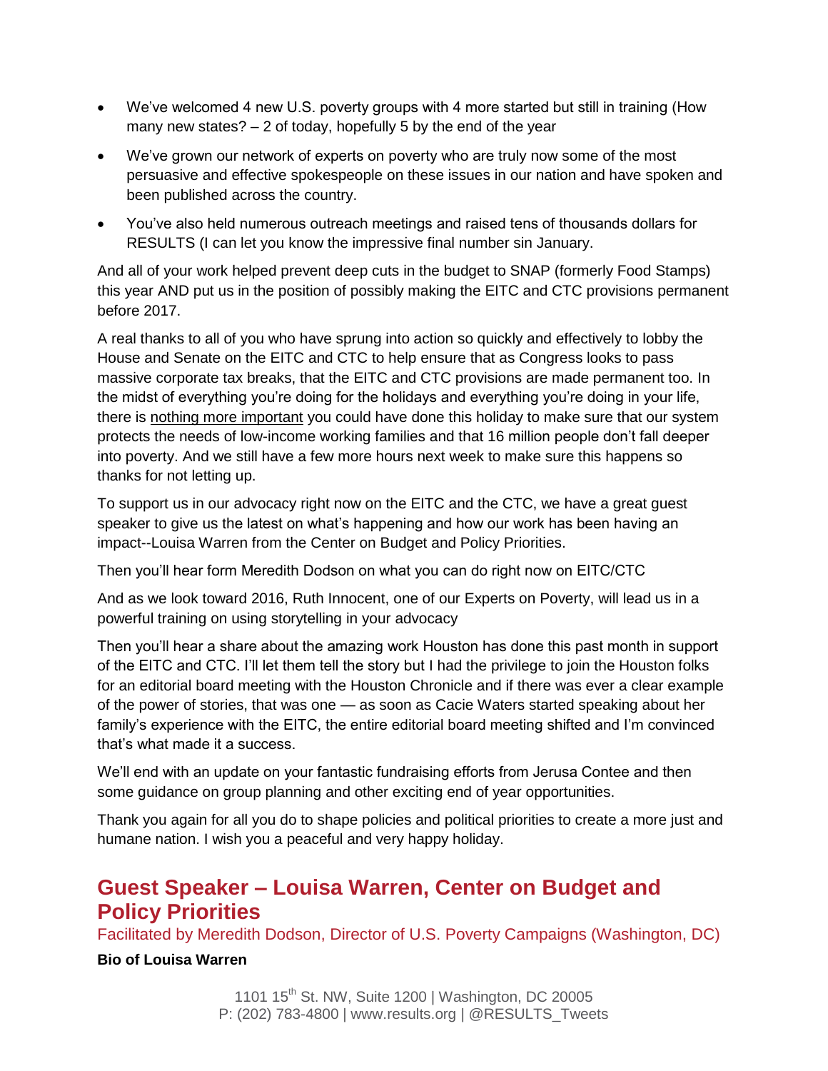- We've welcomed 4 new U.S. poverty groups with 4 more started but still in training (How many new states? – 2 of today, hopefully 5 by the end of the year
- We've grown our network of experts on poverty who are truly now some of the most persuasive and effective spokespeople on these issues in our nation and have spoken and been published across the country.
- You've also held numerous outreach meetings and raised tens of thousands dollars for RESULTS (I can let you know the impressive final number sin January.

And all of your work helped prevent deep cuts in the budget to SNAP (formerly Food Stamps) this year AND put us in the position of possibly making the EITC and CTC provisions permanent before 2017.

A real thanks to all of you who have sprung into action so quickly and effectively to lobby the House and Senate on the EITC and CTC to help ensure that as Congress looks to pass massive corporate tax breaks, that the EITC and CTC provisions are made permanent too. In the midst of everything you're doing for the holidays and everything you're doing in your life, there is <u>nothing more important</u> you could have done this holiday to make sure that our system protects the needs of low-income working families and that 16 million people don't fall deeper into poverty. And we still have a few more hours next week to make sure this happens so thanks for not letting up.

To support us in our advocacy right now on the EITC and the CTC, we have a great guest speaker to give us the latest on what's happening and how our work has been having an impact--Louisa Warren from the Center on Budget and Policy Priorities.

Then you'll hear form Meredith Dodson on what you can do right now on EITC/CTC

And as we look toward 2016, Ruth Innocent, one of our Experts on Poverty, will lead us in a powerful training on using storytelling in your advocacy

Then you'll hear a share about the amazing work Houston has done this past month in support of the EITC and CTC. I'll let them tell the story but I had the privilege to join the Houston folks for an editorial board meeting with the Houston Chronicle and if there was ever a clear example of the power of stories, that was one — as soon as Cacie Waters started speaking about her family's experience with the EITC, the entire editorial board meeting shifted and I'm convinced that's what made it a success.

We'll end with an update on your fantastic fundraising efforts from Jerusa Contee and then some guidance on group planning and other exciting end of year opportunities.

Thank you again for all you do to shape policies and political priorities to create a more just and humane nation. I wish you a peaceful and very happy holiday.

## Guest Speaker – Louisa Warren, Center on Budget and Policy Priorities

Facilitated by Meredith Dodson, Director of U.S. Poverty Campaigns (Washington, DC)

**Bio of Louisa Warren**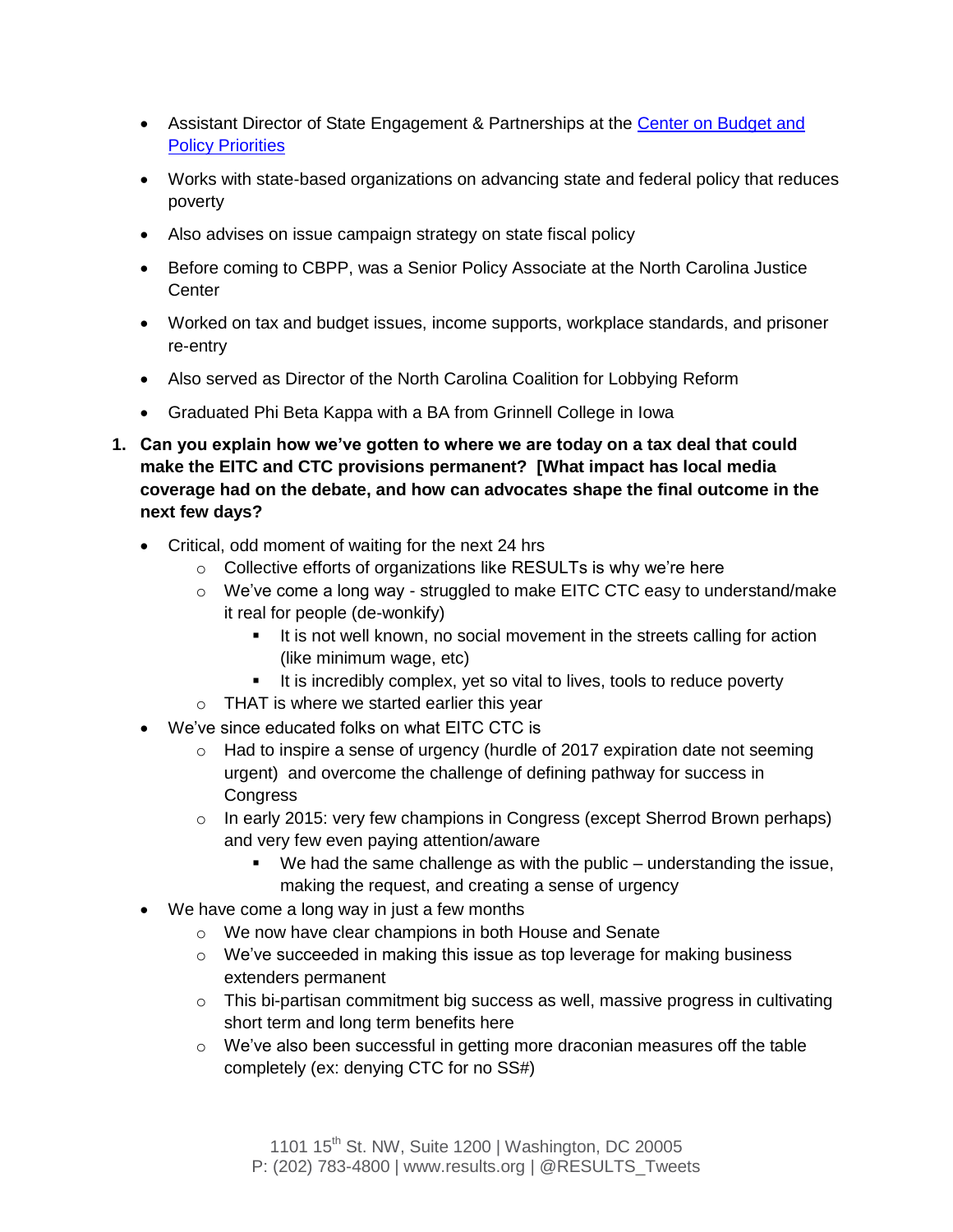- Assistant Director of State Engagement & Partnerships at the Center on Budget and Policy Priorities
- Works with state-based organizations on advancing state and federal policy that reduces poverty
- Also advises on issue campaign strategy on state fiscal policy
- Before coming to CBPP, was a Senior Policy Associate at the North Carolina Justice Center
- Worked on tax and budget issues, income supports, workplace standards, and prisoner re-entry
- Also served as Director of the North Carolina Coalition for Lobbying Reform
- Graduated Phi Beta Kappa with a BA from Grinnell College in Iowa

1. **Can you explain how we've gotten to where we are today on a tax deal that could make the EITC and CTC provisions permanent? [What impact has local media coverage had on the debate, and how can advocates shape the final outcome in the next few days?**

   - Critical, odd moment of waiting for the next 24 hrs
     - Collective efforts of organizations like RESULTs is why we're here
     - We've come a long way - struggled to make EITC CTC easy to understand/make it real for people (de-wonkify)
       - It is not well known, no social movement in the streets calling for action (like minimum wage, etc)
       - It is incredibly complex, yet so vital to lives, tools to reduce poverty
     - THAT is where we started earlier this year
   - We've since educated folks on what EITC CTC is
     - Had to inspire a sense of urgency (hurdle of 2017 expiration date not seeming urgent) and overcome the challenge of defining pathway for success in Congress
     - In early 2015: very few champions in Congress (except Sherrod Brown perhaps) and very few even paying attention/aware
       - We had the same challenge as with the public – understanding the issue, making the request, and creating a sense of urgency
   - We have come a long way in just a few months
     - We now have clear champions in both House and Senate
     - We've succeeded in making this issue as top leverage for making business extenders permanent
     - This bi-partisan commitment big success as well, massive progress in cultivating short term and long term benefits here
     - We've also been successful in getting more draconian measures off the table completely (ex: denying CTC for no SS#)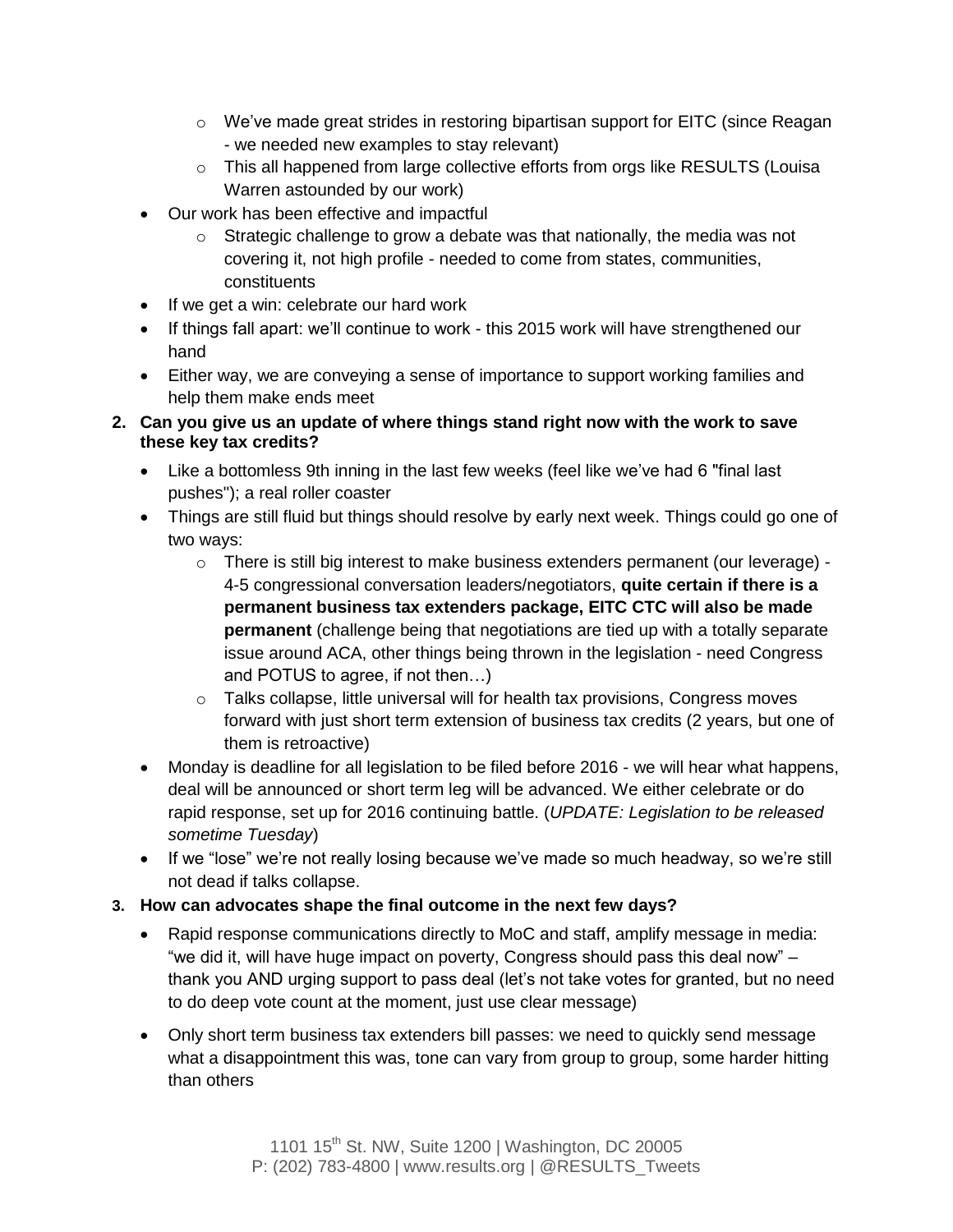- We've made great strides in restoring bipartisan support for EITC (since Reagan - we needed new examples to stay relevant)
  - This all happened from large collective efforts from orgs like RESULTS (Louisa Warren astounded by our work)
- Our work has been effective and impactful
  - Strategic challenge to grow a debate was that nationally, the media was not covering it, not high profile - needed to come from states, communities, constituents
- If we get a win: celebrate our hard work
- If things fall apart: we'll continue to work - this 2015 work will have strengthened our hand
- Either way, we are conveying a sense of importance to support working families and help them make ends meet

**2. Can you give us an update of where things stand right now with the work to save these key tax credits?**

- Like a bottomless 9th inning in the last few weeks (feel like we've had 6 "final last pushes"); a real roller coaster
- Things are still fluid but things should resolve by early next week. Things could go one of two ways:
  - There is still big interest to make business extenders permanent (our leverage) - 4-5 congressional conversation leaders/negotiators, **quite certain if there is a permanent business tax extenders package, EITC CTC will also be made permanent** (challenge being that negotiations are tied up with a totally separate issue around ACA, other things being thrown in the legislation - need Congress and POTUS to agree, if not then…)
  - Talks collapse, little universal will for health tax provisions, Congress moves forward with just short term extension of business tax credits (2 years, but one of them is retroactive)
- Monday is deadline for all legislation to be filed before 2016 - we will hear what happens, deal will be announced or short term leg will be advanced. We either celebrate or do rapid response, set up for 2016 continuing battle. (*UPDATE: Legislation to be released sometime Tuesday*)
- If we "lose" we're not really losing because we've made so much headway, so we're still not dead if talks collapse.

**3. How can advocates shape the final outcome in the next few days?**

- Rapid response communications directly to MoC and staff, amplify message in media: "we did it, will have huge impact on poverty, Congress should pass this deal now" – thank you AND urging support to pass deal (let's not take votes for granted, but no need to do deep vote count at the moment, just use clear message)
- Only short term business tax extenders bill passes: we need to quickly send message what a disappointment this was, tone can vary from group to group, some harder hitting than others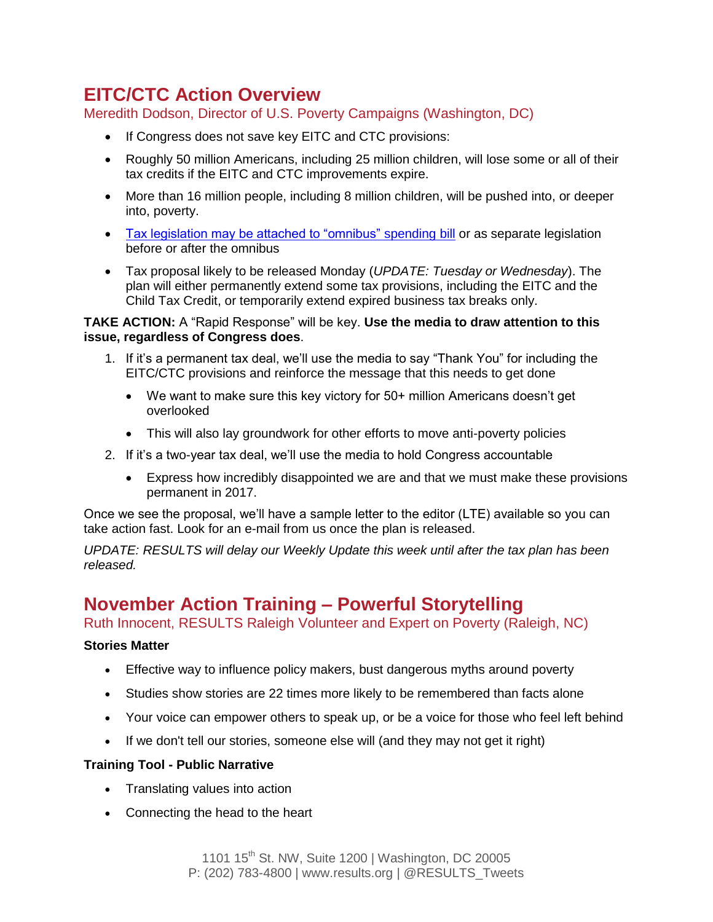## EITC/CTC Action Overview

Meredith Dodson, Director of U.S. Poverty Campaigns (Washington, DC)

- If Congress does not save key EITC and CTC provisions:
- Roughly 50 million Americans, including 25 million children, will lose some or all of their tax credits if the EITC and CTC improvements expire.
- More than 16 million people, including 8 million children, will be pushed into, or deeper into, poverty.
- Tax legislation may be attached to "omnibus" spending bill or as separate legislation before or after the omnibus
- Tax proposal likely to be released Monday (*UPDATE: Tuesday or Wednesday*). The plan will either permanently extend some tax provisions, including the EITC and the Child Tax Credit, or temporarily extend expired business tax breaks only.

**TAKE ACTION:** A "Rapid Response" will be key. **Use the media to draw attention to this issue, regardless of Congress does**.

1. If it's a permanent tax deal, we'll use the media to say "Thank You" for including the EITC/CTC provisions and reinforce the message that this needs to get done
   - We want to make sure this key victory for 50+ million Americans doesn't get overlooked
   - This will also lay groundwork for other efforts to move anti-poverty policies
2. If it's a two-year tax deal, we'll use the media to hold Congress accountable
   - Express how incredibly disappointed we are and that we must make these provisions permanent in 2017.

Once we see the proposal, we'll have a sample letter to the editor (LTE) available so you can take action fast. Look for an e-mail from us once the plan is released.

*UPDATE: RESULTS will delay our Weekly Update this week until after the tax plan has been released.*

## November Action Training – Powerful Storytelling

Ruth Innocent, RESULTS Raleigh Volunteer and Expert on Poverty (Raleigh, NC)

**Stories Matter**

- Effective way to influence policy makers, bust dangerous myths around poverty
- Studies show stories are 22 times more likely to be remembered than facts alone
- Your voice can empower others to speak up, or be a voice for those who feel left behind
- If we don't tell our stories, someone else will (and they may not get it right)

**Training Tool - Public Narrative**

- Translating values into action
- Connecting the head to the heart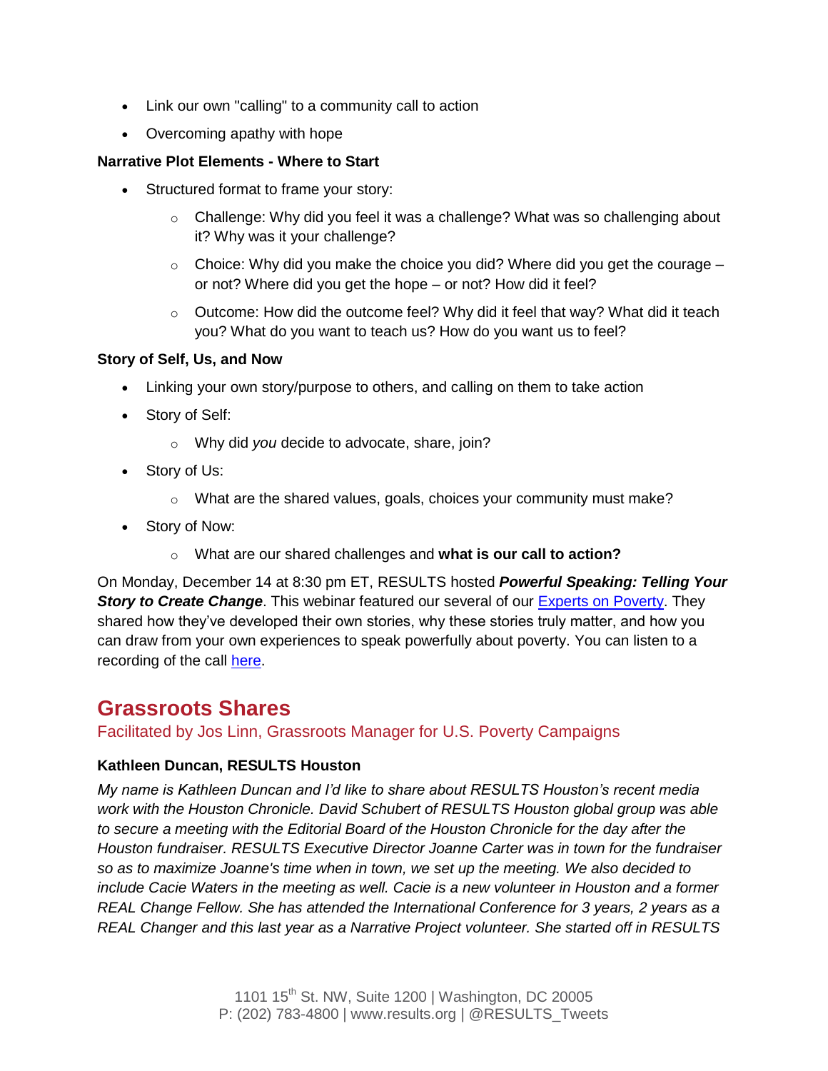- Link our own "calling" to a community call to action
- Overcoming apathy with hope

**Narrative Plot Elements - Where to Start**

- Structured format to frame your story:
  - Challenge: Why did you feel it was a challenge? What was so challenging about it? Why was it your challenge?
  - Choice: Why did you make the choice you did? Where did you get the courage – or not? Where did you get the hope – or not? How did it feel?
  - Outcome: How did the outcome feel? Why did it feel that way? What did it teach you? What do you want to teach us? How do you want us to feel?

**Story of Self, Us, and Now**

- Linking your own story/purpose to others, and calling on them to take action
- Story of Self:
  - Why did *you* decide to advocate, share, join?
- Story of Us:
  - What are the shared values, goals, choices your community must make?
- Story of Now:
  - What are our shared challenges and **what is our call to action?**

On Monday, December 14 at 8:30 pm ET, RESULTS hosted ***Powerful Speaking: Telling Your Story to Create Change***. This webinar featured our several of our [Experts on Poverty](). They shared how they've developed their own stories, why these stories truly matter, and how you can draw from your own experiences to speak powerfully about poverty. You can listen to a recording of the call [here]().

## Grassroots Shares

Facilitated by Jos Linn, Grassroots Manager for U.S. Poverty Campaigns

**Kathleen Duncan, RESULTS Houston**

*My name is Kathleen Duncan and I'd like to share about RESULTS Houston's recent media work with the Houston Chronicle. David Schubert of RESULTS Houston global group was able to secure a meeting with the Editorial Board of the Houston Chronicle for the day after the Houston fundraiser. RESULTS Executive Director Joanne Carter was in town for the fundraiser so as to maximize Joanne's time when in town, we set up the meeting. We also decided to include Cacie Waters in the meeting as well. Cacie is a new volunteer in Houston and a former REAL Change Fellow. She has attended the International Conference for 3 years, 2 years as a REAL Changer and this last year as a Narrative Project volunteer. She started off in RESULTS*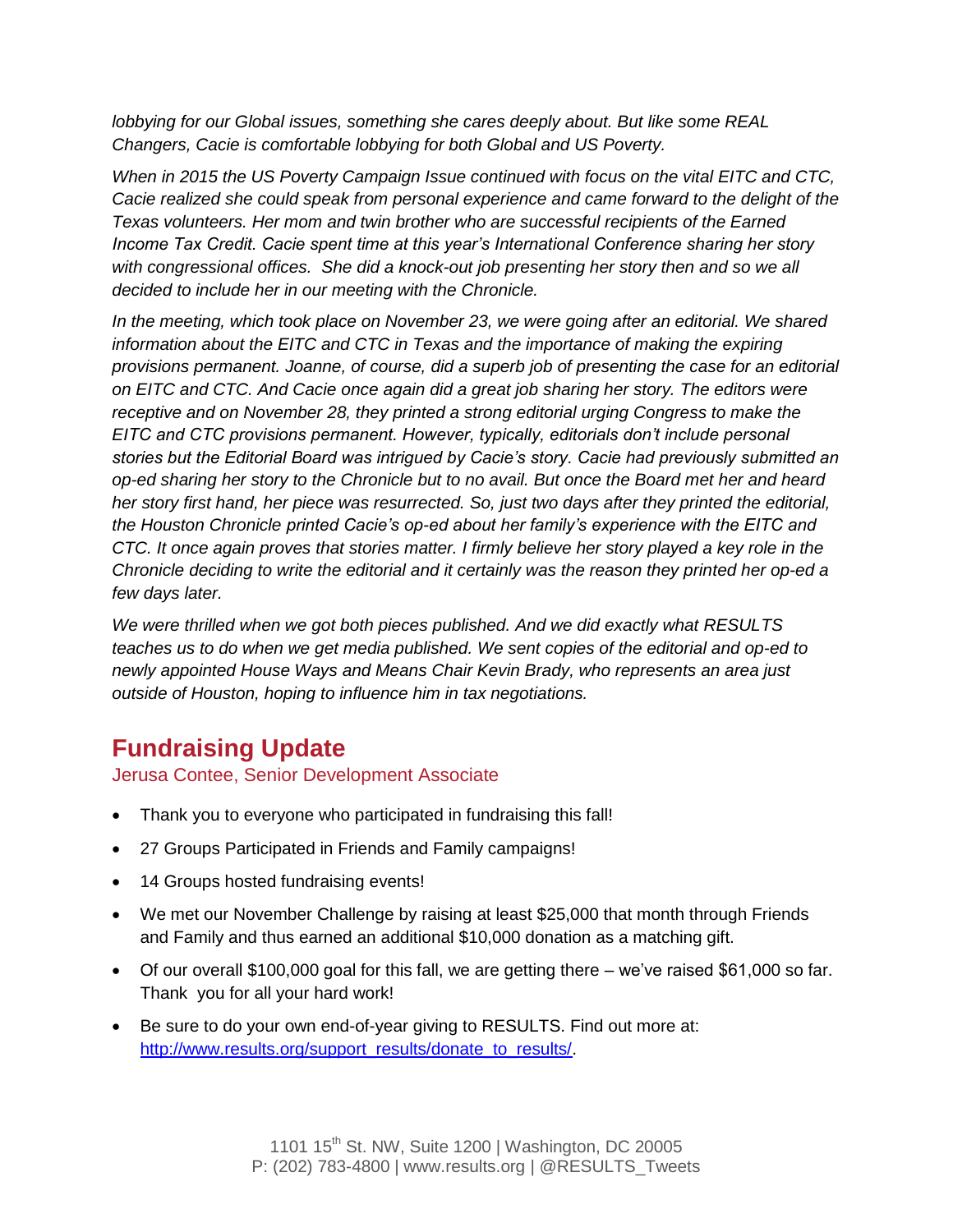*lobbying for our Global issues, something she cares deeply about. But like some REAL Changers, Cacie is comfortable lobbying for both Global and US Poverty.*

*When in 2015 the US Poverty Campaign Issue continued with focus on the vital EITC and CTC, Cacie realized she could speak from personal experience and came forward to the delight of the Texas volunteers. Her mom and twin brother who are successful recipients of the Earned Income Tax Credit. Cacie spent time at this year's International Conference sharing her story with congressional offices. She did a knock-out job presenting her story then and so we all decided to include her in our meeting with the Chronicle.*

*In the meeting, which took place on November 23, we were going after an editorial. We shared information about the EITC and CTC in Texas and the importance of making the expiring provisions permanent. Joanne, of course, did a superb job of presenting the case for an editorial on EITC and CTC. And Cacie once again did a great job sharing her story. The editors were receptive and on November 28, they printed a strong editorial urging Congress to make the EITC and CTC provisions permanent. However, typically, editorials don't include personal stories but the Editorial Board was intrigued by Cacie's story. Cacie had previously submitted an op-ed sharing her story to the Chronicle but to no avail. But once the Board met her and heard her story first hand, her piece was resurrected. So, just two days after they printed the editorial, the Houston Chronicle printed Cacie's op-ed about her family's experience with the EITC and CTC. It once again proves that stories matter. I firmly believe her story played a key role in the Chronicle deciding to write the editorial and it certainly was the reason they printed her op-ed a few days later.*

*We were thrilled when we got both pieces published. And we did exactly what RESULTS teaches us to do when we get media published. We sent copies of the editorial and op-ed to newly appointed House Ways and Means Chair Kevin Brady, who represents an area just outside of Houston, hoping to influence him in tax negotiations.*

## Fundraising Update

Jerusa Contee, Senior Development Associate

- Thank you to everyone who participated in fundraising this fall!
- 27 Groups Participated in Friends and Family campaigns!
- 14 Groups hosted fundraising events!
- We met our November Challenge by raising at least $25,000 that month through Friends and Family and thus earned an additional $10,000 donation as a matching gift.
- Of our overall $100,000 goal for this fall, we are getting there – we've raised $61,000 so far. Thank you for all your hard work!
- Be sure to do your own end-of-year giving to RESULTS. Find out more at: http://www.results.org/support_results/donate_to_results/.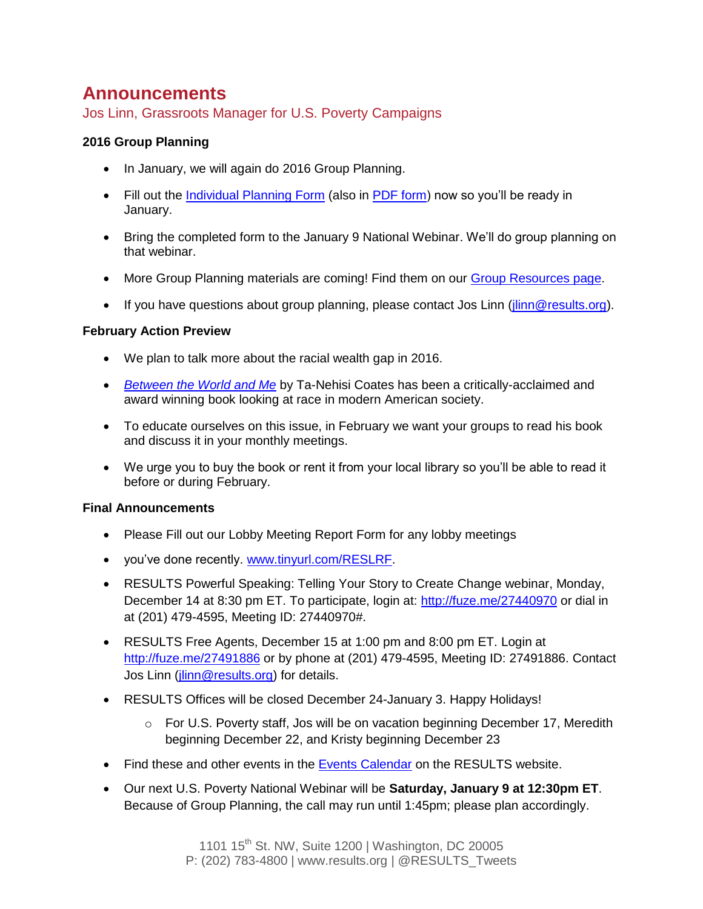# Announcements

Jos Linn, Grassroots Manager for U.S. Poverty Campaigns

**2016 Group Planning**

- In January, we will again do 2016 Group Planning.
- Fill out the Individual Planning Form (also in PDF form) now so you'll be ready in January.
- Bring the completed form to the January 9 National Webinar. We'll do group planning on that webinar.
- More Group Planning materials are coming! Find them on our Group Resources page.
- If you have questions about group planning, please contact Jos Linn (jlinn@results.org).

**February Action Preview**

- We plan to talk more about the racial wealth gap in 2016.
- *Between the World and Me* by Ta-Nehisi Coates has been a critically-acclaimed and award winning book looking at race in modern American society.
- To educate ourselves on this issue, in February we want your groups to read his book and discuss it in your monthly meetings.
- We urge you to buy the book or rent it from your local library so you'll be able to read it before or during February.

**Final Announcements**

- Please Fill out our Lobby Meeting Report Form for any lobby meetings
- you've done recently. www.tinyurl.com/RESLRF.
- RESULTS Powerful Speaking: Telling Your Story to Create Change webinar, Monday, December 14 at 8:30 pm ET. To participate, login at: http://fuze.me/27440970 or dial in at (201) 479-4595, Meeting ID: 27440970#.
- RESULTS Free Agents, December 15 at 1:00 pm and 8:00 pm ET. Login at http://fuze.me/27491886 or by phone at (201) 479-4595, Meeting ID: 27491886. Contact Jos Linn (jlinn@results.org) for details.
- RESULTS Offices will be closed December 24-January 3. Happy Holidays!
  - For U.S. Poverty staff, Jos will be on vacation beginning December 17, Meredith beginning December 22, and Kristy beginning December 23
- Find these and other events in the Events Calendar on the RESULTS website.
- Our next U.S. Poverty National Webinar will be **Saturday, January 9 at 12:30pm ET**. Because of Group Planning, the call may run until 1:45pm; please plan accordingly.

1101 15th St. NW, Suite 1200 | Washington, DC 20005
P: (202) 783-4800 | www.results.org | @RESULTS_Tweets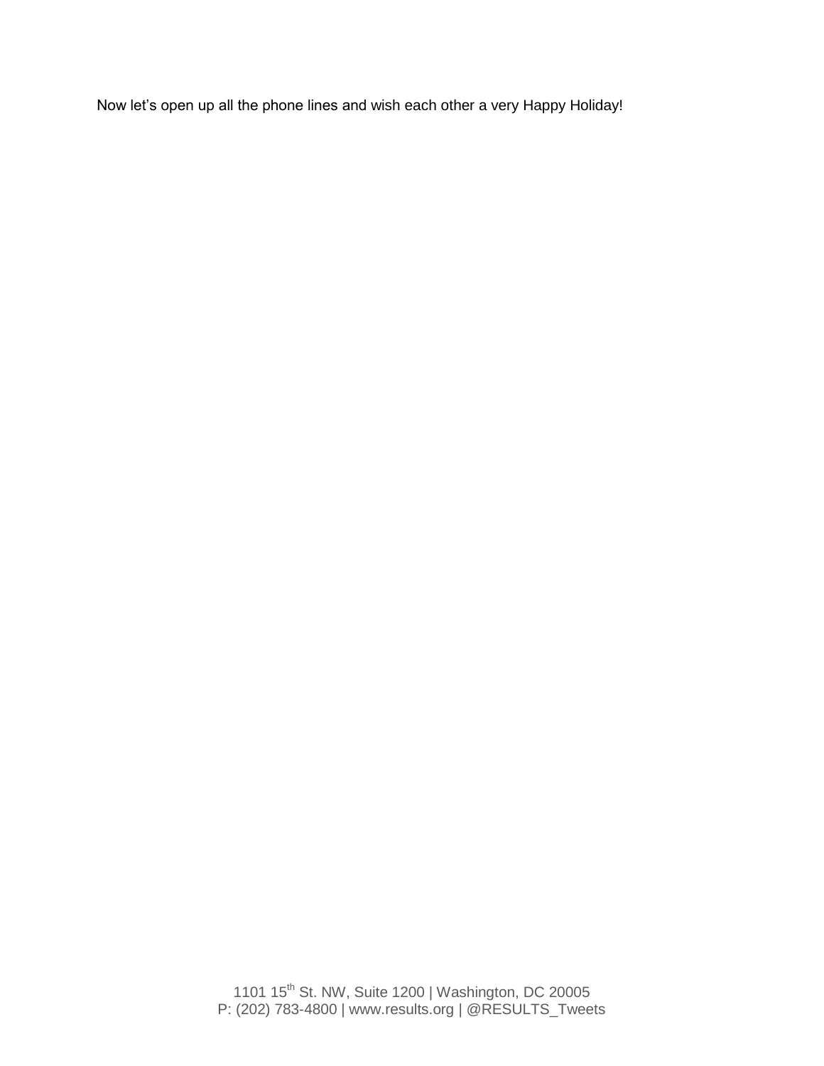Now let's open up all the phone lines and wish each other a very Happy Holiday!